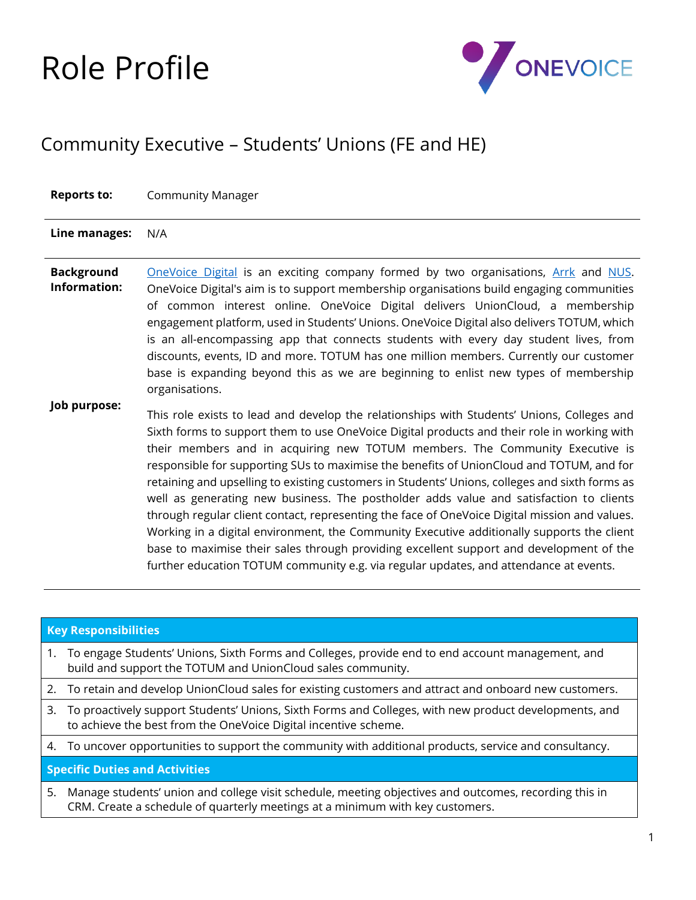# Role Profile

## Community Executive – Students' Unions (FE and HE)

| | |
|---|---|
| **Reports to:** | Community Manager |
| **Line manages:** | N/A |
| **Background Information:** | OneVoice Digital is an exciting company formed by two organisations, Arrk and NUS. OneVoice Digital's aim is to support membership organisations build engaging communities of common interest online. OneVoice Digital delivers UnionCloud, a membership engagement platform, used in Students' Unions. OneVoice Digital also delivers TOTUM, which is an all-encompassing app that connects students with every day student lives, from discounts, events, ID and more. TOTUM has one million members. Currently our customer base is expanding beyond this as we are beginning to enlist new types of membership organisations. |
| **Job purpose:** | This role exists to lead and develop the relationships with Students' Unions, Colleges and Sixth forms to support them to use OneVoice Digital products and their role in working with their members and in acquiring new TOTUM members. The Community Executive is responsible for supporting SUs to maximise the benefits of UnionCloud and TOTUM, and for retaining and upselling to existing customers in Students' Unions, colleges and sixth forms as well as generating new business. The postholder adds value and satisfaction to clients through regular client contact, representing the face of OneVoice Digital mission and values. Working in a digital environment, the Community Executive additionally supports the client base to maximise their sales through providing excellent support and development of the further education TOTUM community e.g. via regular updates, and attendance at events. |

| **Key Responsibilities** |
|---|
| 1. To engage Students' Unions, Sixth Forms and Colleges, provide end to end account management, and build and support the TOTUM and UnionCloud sales community. |
| 2. To retain and develop UnionCloud sales for existing customers and attract and onboard new customers. |
| 3. To proactively support Students' Unions, Sixth Forms and Colleges, with new product developments, and to achieve the best from the OneVoice Digital incentive scheme. |
| 4. To uncover opportunities to support the community with additional products, service and consultancy. |
| **Specific Duties and Activities** |
| 5. Manage students' union and college visit schedule, meeting objectives and outcomes, recording this in CRM. Create a schedule of quarterly meetings at a minimum with key customers. |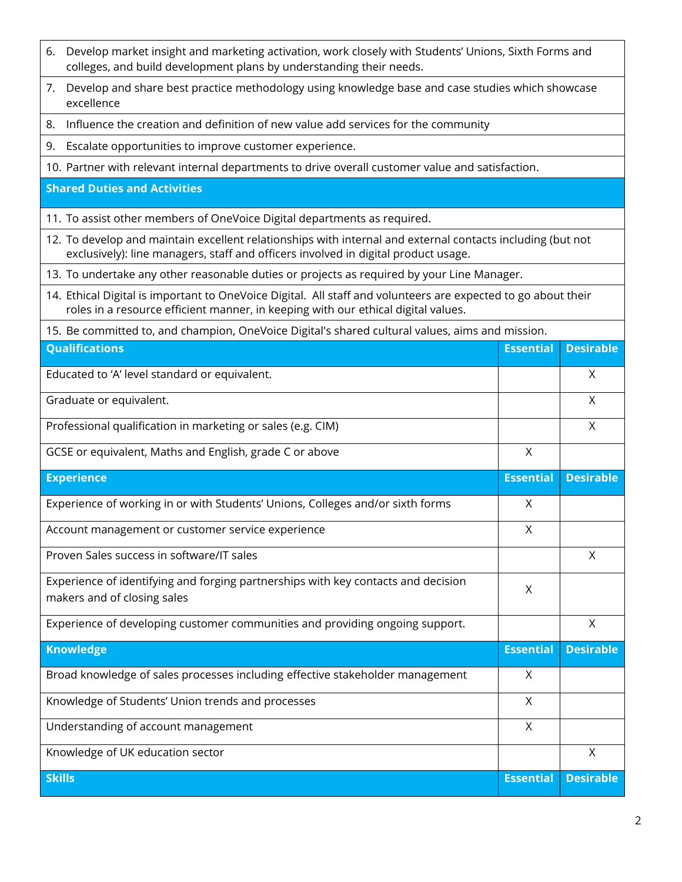6. Develop market insight and marketing activation, work closely with Students' Unions, Sixth Forms and colleges, and build development plans by understanding their needs.
7. Develop and share best practice methodology using knowledge base and case studies which showcase excellence
8. Influence the creation and definition of new value add services for the community
9. Escalate opportunities to improve customer experience.
10. Partner with relevant internal departments to drive overall customer value and satisfaction.

**Shared Duties and Activities**

11. To assist other members of OneVoice Digital departments as required.
12. To develop and maintain excellent relationships with internal and external contacts including (but not exclusively): line managers, staff and officers involved in digital product usage.
13. To undertake any other reasonable duties or projects as required by your Line Manager.
14. Ethical Digital is important to OneVoice Digital. All staff and volunteers are expected to go about their roles in a resource efficient manner, in keeping with our ethical digital values.
15. Be committed to, and champion, OneVoice Digital's shared cultural values, aims and mission.

| Qualifications | Essential | Desirable |
|---|---|---|
| Educated to 'A' level standard or equivalent. | | X |
| Graduate or equivalent. | | X |
| Professional qualification in marketing or sales (e.g. CIM) | | X |
| GCSE or equivalent, Maths and English, grade C or above | X | |
| **Experience** | **Essential** | **Desirable** |
| Experience of working in or with Students' Unions, Colleges and/or sixth forms | X | |
| Account management or customer service experience | X | |
| Proven Sales success in software/IT sales | | X |
| Experience of identifying and forging partnerships with key contacts and decision makers and of closing sales | X | |
| Experience of developing customer communities and providing ongoing support. | | X |
| **Knowledge** | **Essential** | **Desirable** |
| Broad knowledge of sales processes including effective stakeholder management | X | |
| Knowledge of Students' Union trends and processes | X | |
| Understanding of account management | X | |
| Knowledge of UK education sector | | X |
| **Skills** | **Essential** | **Desirable** |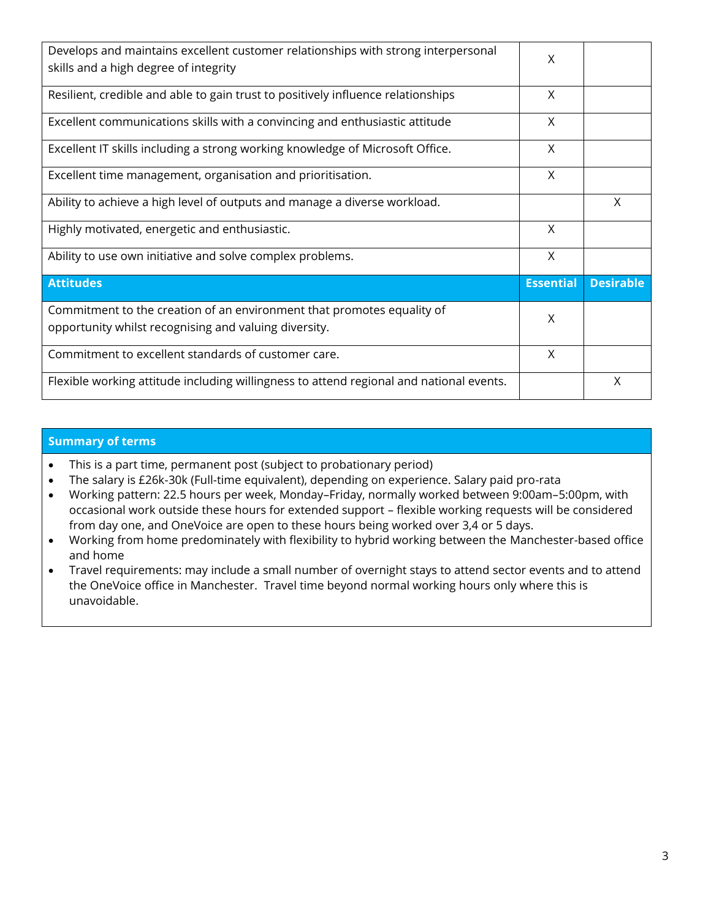| | | |
|---|---|---|
| Develops and maintains excellent customer relationships with strong interpersonal skills and a high degree of integrity | X | |
| Resilient, credible and able to gain trust to positively influence relationships | X | |
| Excellent communications skills with a convincing and enthusiastic attitude | X | |
| Excellent IT skills including a strong working knowledge of Microsoft Office. | X | |
| Excellent time management, organisation and prioritisation. | X | |
| Ability to achieve a high level of outputs and manage a diverse workload. | | X |
| Highly motivated, energetic and enthusiastic. | X | |
| Ability to use own initiative and solve complex problems. | X | |
| **Attitudes** | **Essential** | **Desirable** |
| Commitment to the creation of an environment that promotes equality of opportunity whilst recognising and valuing diversity. | X | |
| Commitment to excellent standards of customer care. | X | |
| Flexible working attitude including willingness to attend regional and national events. | | X |

## Summary of terms

- This is a part time, permanent post (subject to probationary period)
- The salary is £26k-30k (Full-time equivalent), depending on experience. Salary paid pro-rata
- Working pattern: 22.5 hours per week, Monday–Friday, normally worked between 9:00am–5:00pm, with occasional work outside these hours for extended support – flexible working requests will be considered from day one, and OneVoice are open to these hours being worked over 3,4 or 5 days.
- Working from home predominately with flexibility to hybrid working between the Manchester-based office and home
- Travel requirements: may include a small number of overnight stays to attend sector events and to attend the OneVoice office in Manchester. Travel time beyond normal working hours only where this is unavoidable.